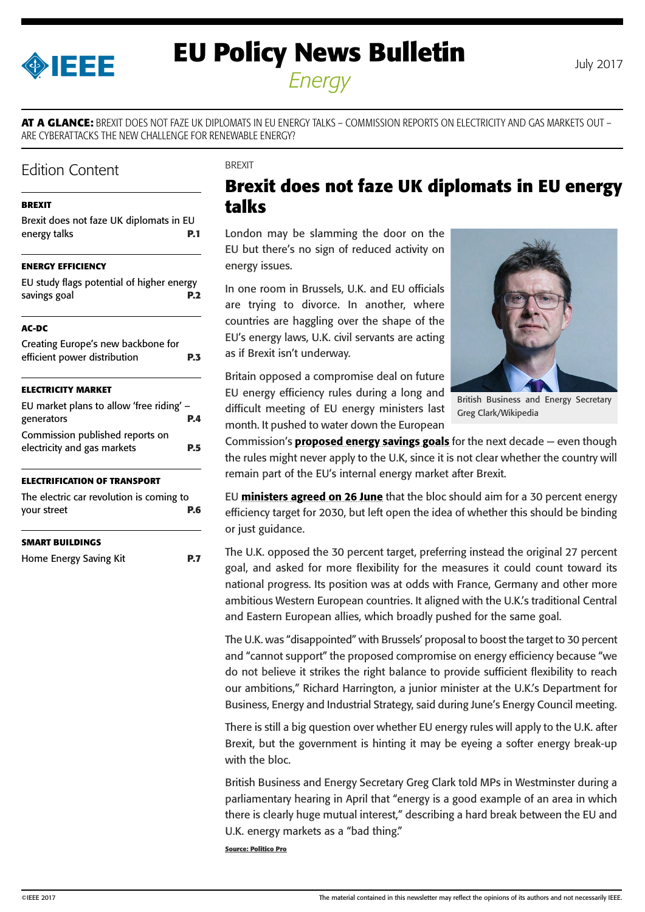# EU Policy News Bulletin

*Energy*

July 2017

**AT A GLANCE:** BREXIT DOES NOT FAZE UK DIPLOMATS IN EU ENERGY TALKS – COMMISSION REPORTS ON ELECTRICITY AND GAS MARKETS OUT – ARE CYBERATTACKS THE NEW CHALLENGE FOR RENEWABLE ENERGY?

## Edition Content

**BREXIT**

Brexit does not faze UK diplomats in EU energy talks **P.1**

**ENERGY EFFICIENCY**

EU study flags potential of higher energy savings goal **P.2**

**AC-DC**

Creating Europe's new backbone for efficient power distribution **P.3**

**ELECTRICITY MARKET**

EU market plans to allow 'free riding' – generators **P.4**

Commission published reports on electricity and gas markets **P.5**

**ELECTRIFICATION OF TRANSPORT**

The electric car revolution is coming to your street **P.6**

**SMART BUILDINGS**

Home Energy Saving Kit **P.7**

BREXIT

## Brexit does not faze UK diplomats in EU energy talks

London may be slamming the door on the EU but there's no sign of reduced activity on energy issues.

In one room in Brussels, U.K. and EU officials are trying to divorce. In another, where countries are haggling over the shape of the EU's energy laws, U.K. civil servants are acting as if Brexit isn't underway.

Britain opposed a compromise deal on future EU energy efficiency rules during a long and difficult meeting of EU energy ministers last month. It pushed to water down the European Commission's **proposed energy savings goals** for the next decade — even though the rules might never apply to the U.K, since it is not clear whether the country will remain part of the EU's internal energy market after Brexit.

British Business and Energy Secretary Greg Clark/Wikipedia

EU **ministers agreed on 26 June** that the bloc should aim for a 30 percent energy efficiency target for 2030, but left open the idea of whether this should be binding or just guidance.

The U.K. opposed the 30 percent target, preferring instead the original 27 percent goal, and asked for more flexibility for the measures it could count toward its national progress. Its position was at odds with France, Germany and other more ambitious Western European countries. It aligned with the U.K.'s traditional Central and Eastern European allies, which broadly pushed for the same goal.

The U.K. was "disappointed" with Brussels' proposal to boost the target to 30 percent and "cannot support" the proposed compromise on energy efficiency because "we do not believe it strikes the right balance to provide sufficient flexibility to reach our ambitions," Richard Harrington, a junior minister at the U.K.'s Department for Business, Energy and Industrial Strategy, said during June's Energy Council meeting.

There is still a big question over whether EU energy rules will apply to the U.K. after Brexit, but the government is hinting it may be eyeing a softer energy break-up with the bloc.

British Business and Energy Secretary Greg Clark told MPs in Westminster during a parliamentary hearing in April that "energy is a good example of an area in which there is clearly huge mutual interest," describing a hard break between the EU and U.K. energy markets as a "bad thing."

**Source: Politico Pro**

©IEEE 2017

The material contained in this newsletter may reflect the opinions of its authors and not necessarily IEEE.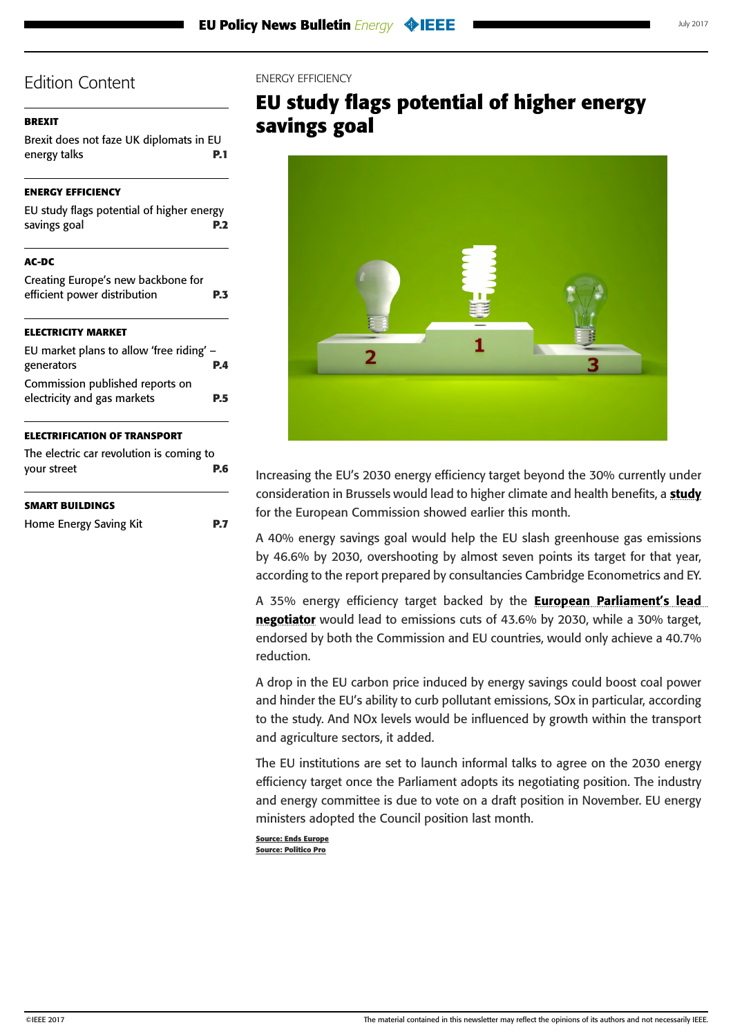## Edition Content

**BREXIT**

Brexit does not faze UK diplomats in EU energy talks **P.1**

**ENERGY EFFICIENCY**

EU study flags potential of higher energy savings goal **P.2**

**AC-DC**

Creating Europe's new backbone for efficient power distribution **P.3**

**ELECTRICITY MARKET**

EU market plans to allow 'free riding' – generators **P.4**

Commission published reports on electricity and gas markets **P.5**

**ELECTRIFICATION OF TRANSPORT**

The electric car revolution is coming to your street **P.6**

**SMART BUILDINGS**

Home Energy Saving Kit **P.7**

ENERGY EFFICIENCY

# EU study flags potential of higher energy savings goal

Increasing the EU's 2030 energy efficiency target beyond the 30% currently under consideration in Brussels would lead to higher climate and health benefits, a **study** for the European Commission showed earlier this month.

A 40% energy savings goal would help the EU slash greenhouse gas emissions by 46.6% by 2030, overshooting by almost seven points its target for that year, according to the report prepared by consultancies Cambridge Econometrics and EY.

A 35% energy efficiency target backed by the **European Parliament's lead negotiator** would lead to emissions cuts of 43.6% by 2030, while a 30% target, endorsed by both the Commission and EU countries, would only achieve a 40.7% reduction.

A drop in the EU carbon price induced by energy savings could boost coal power and hinder the EU's ability to curb pollutant emissions, SOx in particular, according to the study. And NOx levels would be influenced by growth within the transport and agriculture sectors, it added.

The EU institutions are set to launch informal talks to agree on the 2030 energy efficiency target once the Parliament adopts its negotiating position. The industry and energy committee is due to vote on a draft position in November. EU energy ministers adopted the Council position last month.

**Source: Ends Europe**
**Source: Politico Pro**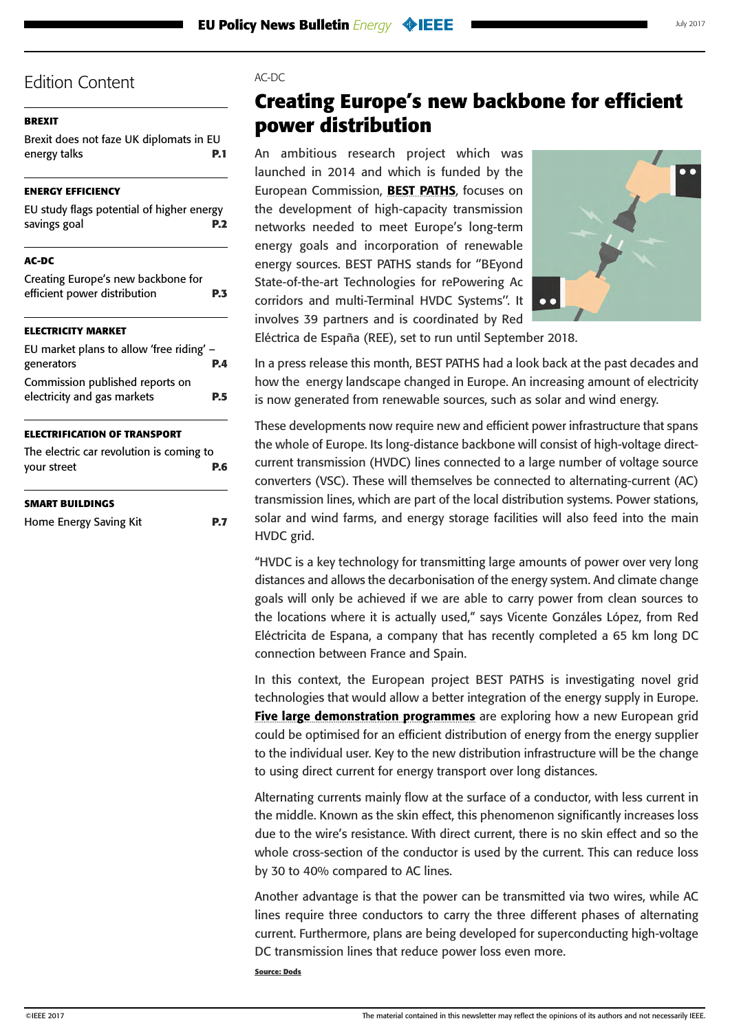## Edition Content

**BREXIT**

Brexit does not faze UK diplomats in EU energy talks **P.1**

**ENERGY EFFICIENCY**

EU study flags potential of higher energy savings goal **P.2**

**AC-DC**

Creating Europe's new backbone for efficient power distribution **P.3**

**ELECTRICITY MARKET**

EU market plans to allow 'free riding' – generators **P.4**

Commission published reports on electricity and gas markets **P.5**

**ELECTRIFICATION OF TRANSPORT**

The electric car revolution is coming to your street **P.6**

**SMART BUILDINGS**

Home Energy Saving Kit **P.7**

AC-DC

# Creating Europe's new backbone for efficient power distribution

An ambitious research project which was launched in 2014 and which is funded by the European Commission, **BEST PATHS**, focuses on the development of high-capacity transmission networks needed to meet Europe's long-term energy goals and incorporation of renewable energy sources. BEST PATHS stands for "BEyond State-of-the-art Technologies for rePowering Ac corridors and multi-Terminal HVDC Systems". It involves 39 partners and is coordinated by Red Eléctrica de España (REE), set to run until September 2018.

In a press release this month, BEST PATHS had a look back at the past decades and how the energy landscape changed in Europe. An increasing amount of electricity is now generated from renewable sources, such as solar and wind energy.

These developments now require new and efficient power infrastructure that spans the whole of Europe. Its long-distance backbone will consist of high-voltage direct-current transmission (HVDC) lines connected to a large number of voltage source converters (VSC). These will themselves be connected to alternating-current (AC) transmission lines, which are part of the local distribution systems. Power stations, solar and wind farms, and energy storage facilities will also feed into the main HVDC grid.

"HVDC is a key technology for transmitting large amounts of power over very long distances and allows the decarbonisation of the energy system. And climate change goals will only be achieved if we are able to carry power from clean sources to the locations where it is actually used," says Vicente Gonzáles López, from Red Eléctricita de Espana, a company that has recently completed a 65 km long DC connection between France and Spain.

In this context, the European project BEST PATHS is investigating novel grid technologies that would allow a better integration of the energy supply in Europe. **Five large demonstration programmes** are exploring how a new European grid could be optimised for an efficient distribution of energy from the energy supplier to the individual user. Key to the new distribution infrastructure will be the change to using direct current for energy transport over long distances.

Alternating currents mainly flow at the surface of a conductor, with less current in the middle. Known as the skin effect, this phenomenon significantly increases loss due to the wire's resistance. With direct current, there is no skin effect and so the whole cross-section of the conductor is used by the current. This can reduce loss by 30 to 40% compared to AC lines.

Another advantage is that the power can be transmitted via two wires, while AC lines require three conductors to carry the three different phases of alternating current. Furthermore, plans are being developed for superconducting high-voltage DC transmission lines that reduce power loss even more.

**Source: Dods**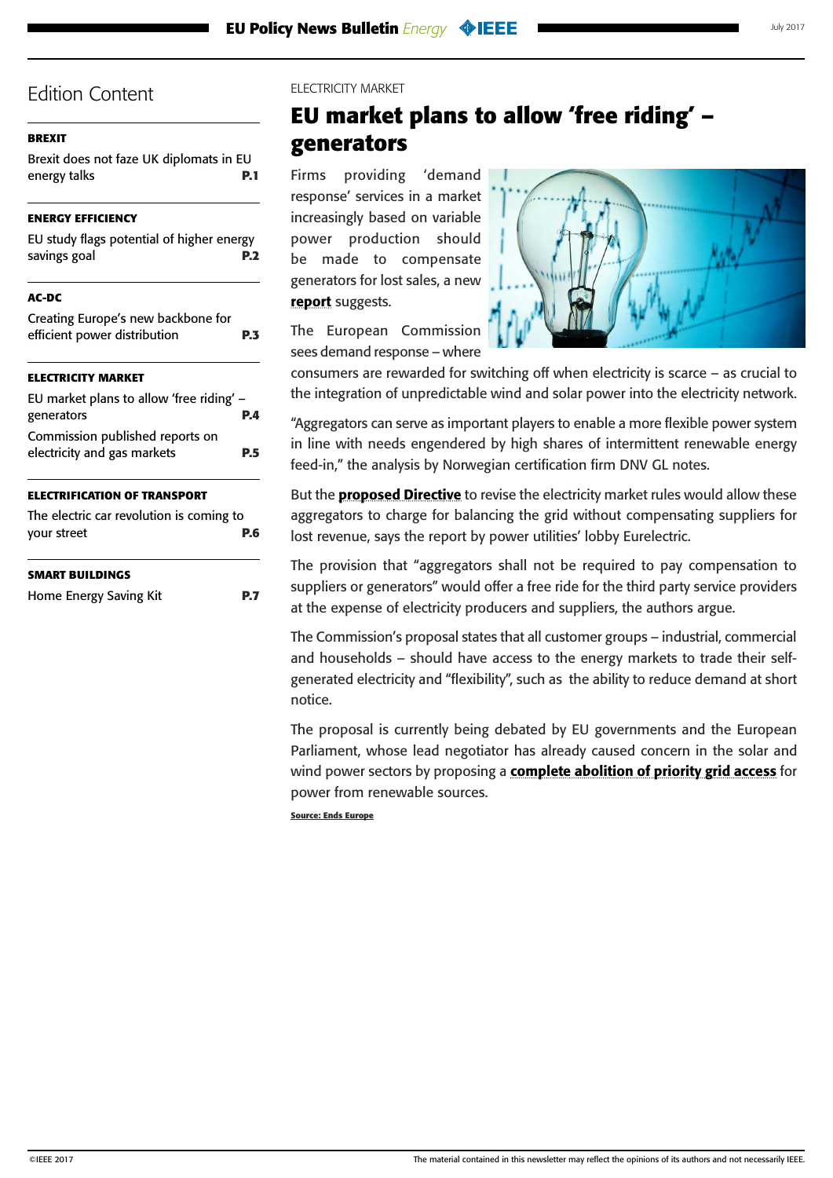## Edition Content

**BREXIT**

Brexit does not faze UK diplomats in EU energy talks **P.1**

**ENERGY EFFICIENCY**

EU study flags potential of higher energy savings goal **P.2**

**AC-DC**

Creating Europe's new backbone for efficient power distribution **P.3**

**ELECTRICITY MARKET**

EU market plans to allow 'free riding' – generators **P.4**

Commission published reports on electricity and gas markets **P.5**

**ELECTRIFICATION OF TRANSPORT**

The electric car revolution is coming to your street **P.6**

**SMART BUILDINGS**

Home Energy Saving Kit **P.7**

ELECTRICITY MARKET

# EU market plans to allow 'free riding' – generators

Firms providing 'demand response' services in a market increasingly based on variable power production should be made to compensate generators for lost sales, a new **report** suggests.

The European Commission sees demand response – where consumers are rewarded for switching off when electricity is scarce – as crucial to the integration of unpredictable wind and solar power into the electricity network.

"Aggregators can serve as important players to enable a more flexible power system in line with needs engendered by high shares of intermittent renewable energy feed-in," the analysis by Norwegian certification firm DNV GL notes.

But the **proposed Directive** to revise the electricity market rules would allow these aggregators to charge for balancing the grid without compensating suppliers for lost revenue, says the report by power utilities' lobby Eurelectric.

The provision that "aggregators shall not be required to pay compensation to suppliers or generators" would offer a free ride for the third party service providers at the expense of electricity producers and suppliers, the authors argue.

The Commission's proposal states that all customer groups – industrial, commercial and households – should have access to the energy markets to trade their self-generated electricity and "flexibility", such as the ability to reduce demand at short notice.

The proposal is currently being debated by EU governments and the European Parliament, whose lead negotiator has already caused concern in the solar and wind power sectors by proposing a **complete abolition of priority grid access** for power from renewable sources.

**Source: Ends Europe**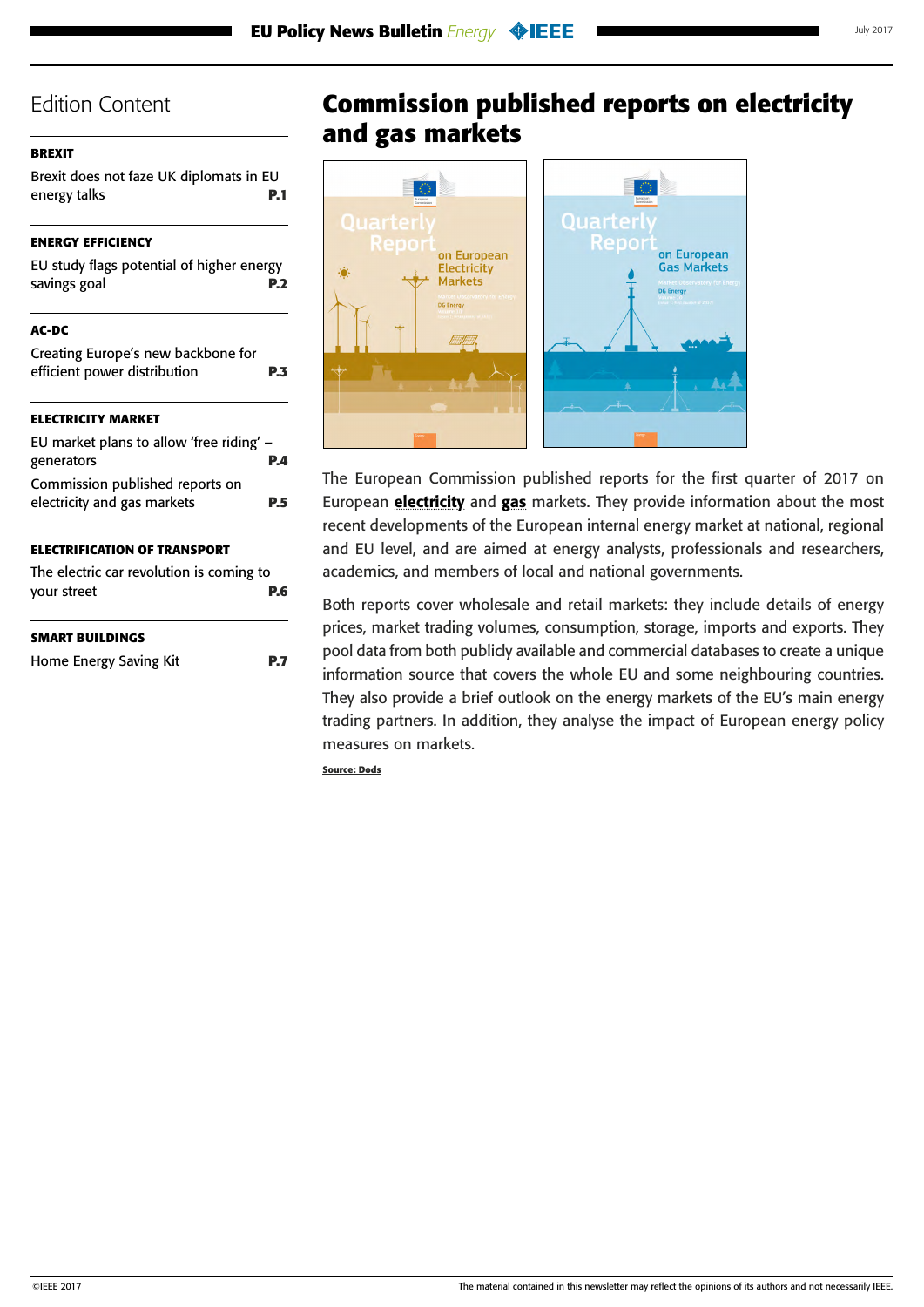## Edition Content

**BREXIT**

Brexit does not faze UK diplomats in EU energy talks **P.1**

**ENERGY EFFICIENCY**

EU study flags potential of higher energy savings goal **P.2**

**AC-DC**

Creating Europe's new backbone for efficient power distribution **P.3**

**ELECTRICITY MARKET**

EU market plans to allow 'free riding' – generators **P.4**

Commission published reports on electricity and gas markets **P.5**

**ELECTRIFICATION OF TRANSPORT**

The electric car revolution is coming to your street **P.6**

**SMART BUILDINGS**

Home Energy Saving Kit **P.7**

# Commission published reports on electricity and gas markets

The European Commission published reports for the first quarter of 2017 on European **electricity** and **gas** markets. They provide information about the most recent developments of the European internal energy market at national, regional and EU level, and are aimed at energy analysts, professionals and researchers, academics, and members of local and national governments.

Both reports cover wholesale and retail markets: they include details of energy prices, market trading volumes, consumption, storage, imports and exports. They pool data from both publicly available and commercial databases to create a unique information source that covers the whole EU and some neighbouring countries. They also provide a brief outlook on the energy markets of the EU's main energy trading partners. In addition, they analyse the impact of European energy policy measures on markets.

**Source: Dods**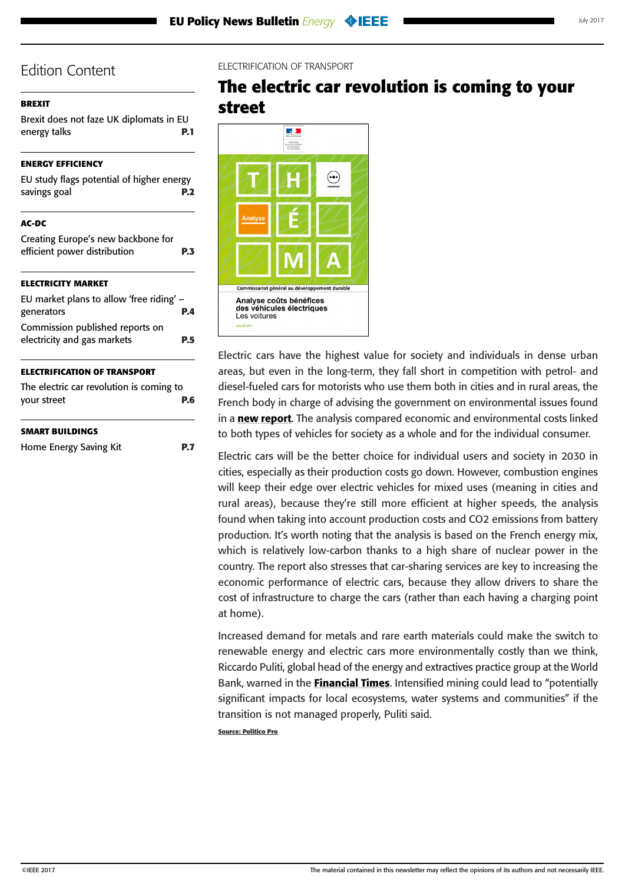# Edition Content

**BREXIT**

Brexit does not faze UK diplomats in EU energy talks **P.1**

**ENERGY EFFICIENCY**

EU study flags potential of higher energy savings goal **P.2**

**AC-DC**

Creating Europe's new backbone for efficient power distribution **P.3**

**ELECTRICITY MARKET**

EU market plans to allow 'free riding' – generators **P.4**

Commission published reports on electricity and gas markets **P.5**

**ELECTRIFICATION OF TRANSPORT**

The electric car revolution is coming to your street **P.6**

**SMART BUILDINGS**

Home Energy Saving Kit **P.7**

ELECTRIFICATION OF TRANSPORT

## The electric car revolution is coming to your street

Electric cars have the highest value for society and individuals in dense urban areas, but even in the long-term, they fall short in competition with petrol- and diesel-fueled cars for motorists who use them both in cities and in rural areas, the French body in charge of advising the government on environmental issues found in a **new report**. The analysis compared economic and environmental costs linked to both types of vehicles for society as a whole and for the individual consumer.

Electric cars will be the better choice for individual users and society in 2030 in cities, especially as their production costs go down. However, combustion engines will keep their edge over electric vehicles for mixed uses (meaning in cities and rural areas), because they're still more efficient at higher speeds, the analysis found when taking into account production costs and $CO_2$ emissions from battery production. It's worth noting that the analysis is based on the French energy mix, which is relatively low-carbon thanks to a high share of nuclear power in the country. The report also stresses that car-sharing services are key to increasing the economic performance of electric cars, because they allow drivers to share the cost of infrastructure to charge the cars (rather than each having a charging point at home).

Increased demand for metals and rare earth materials could make the switch to renewable energy and electric cars more environmentally costly than we think, Riccardo Puliti, global head of the energy and extractives practice group at the World Bank, warned in the **Financial Times**. Intensified mining could lead to "potentially significant impacts for local ecosystems, water systems and communities" if the transition is not managed properly, Puliti said.

**Source: Politico Pro**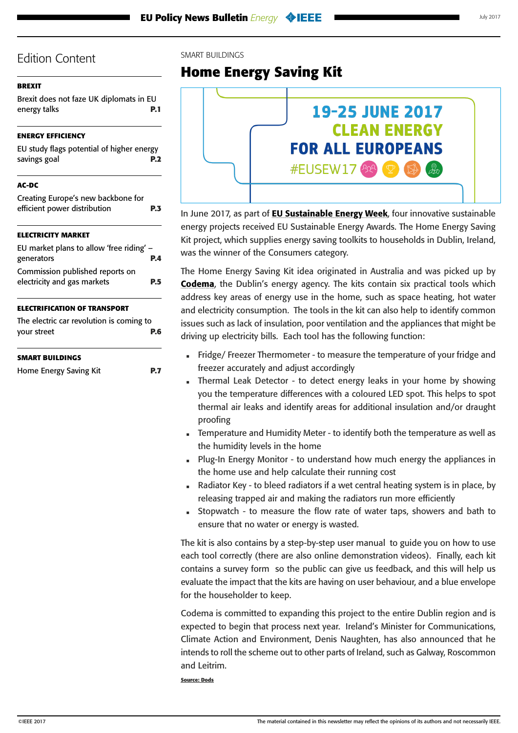## Edition Content

**BREXIT**

Brexit does not faze UK diplomats in EU energy talks **P.1**

**ENERGY EFFICIENCY**

EU study flags potential of higher energy savings goal **P.2**

**AC-DC**

Creating Europe's new backbone for efficient power distribution **P.3**

**ELECTRICITY MARKET**

EU market plans to allow 'free riding' – generators **P.4**

Commission published reports on electricity and gas markets **P.5**

**ELECTRIFICATION OF TRANSPORT**

The electric car revolution is coming to your street **P.6**

**SMART BUILDINGS**

Home Energy Saving Kit **P.7**

SMART BUILDINGS

# Home Energy Saving Kit

19-25 JUNE 2017
CLEAN ENERGY
FOR ALL EUROPEANS
#EUSEW17

In June 2017, as part of **EU Sustainable Energy Week**, four innovative sustainable energy projects received EU Sustainable Energy Awards. The Home Energy Saving Kit project, which supplies energy saving toolkits to households in Dublin, Ireland, was the winner of the Consumers category.

The Home Energy Saving Kit idea originated in Australia and was picked up by **Codema**, the Dublin's energy agency. The kits contain six practical tools which address key areas of energy use in the home, such as space heating, hot water and electricity consumption. The tools in the kit can also help to identify common issues such as lack of insulation, poor ventilation and the appliances that might be driving up electricity bills. Each tool has the following function:

- Fridge/ Freezer Thermometer - to measure the temperature of your fridge and freezer accurately and adjust accordingly
- Thermal Leak Detector - to detect energy leaks in your home by showing you the temperature differences with a coloured LED spot. This helps to spot thermal air leaks and identify areas for additional insulation and/or draught proofing
- Temperature and Humidity Meter - to identify both the temperature as well as the humidity levels in the home
- Plug-In Energy Monitor - to understand how much energy the appliances in the home use and help calculate their running cost
- Radiator Key - to bleed radiators if a wet central heating system is in place, by releasing trapped air and making the radiators run more efficiently
- Stopwatch - to measure the flow rate of water taps, showers and bath to ensure that no water or energy is wasted.

The kit is also contains by a step-by-step user manual to guide you on how to use each tool correctly (there are also online demonstration videos). Finally, each kit contains a survey form so the public can give us feedback, and this will help us evaluate the impact that the kits are having on user behaviour, and a blue envelope for the householder to keep.

Codema is committed to expanding this project to the entire Dublin region and is expected to begin that process next year. Ireland's Minister for Communications, Climate Action and Environment, Denis Naughten, has also announced that he intends to roll the scheme out to other parts of Ireland, such as Galway, Roscommon and Leitrim.

**Source: Dods**

©IEEE 2017 The material contained in this newsletter may reflect the opinions of its authors and not necessarily IEEE.